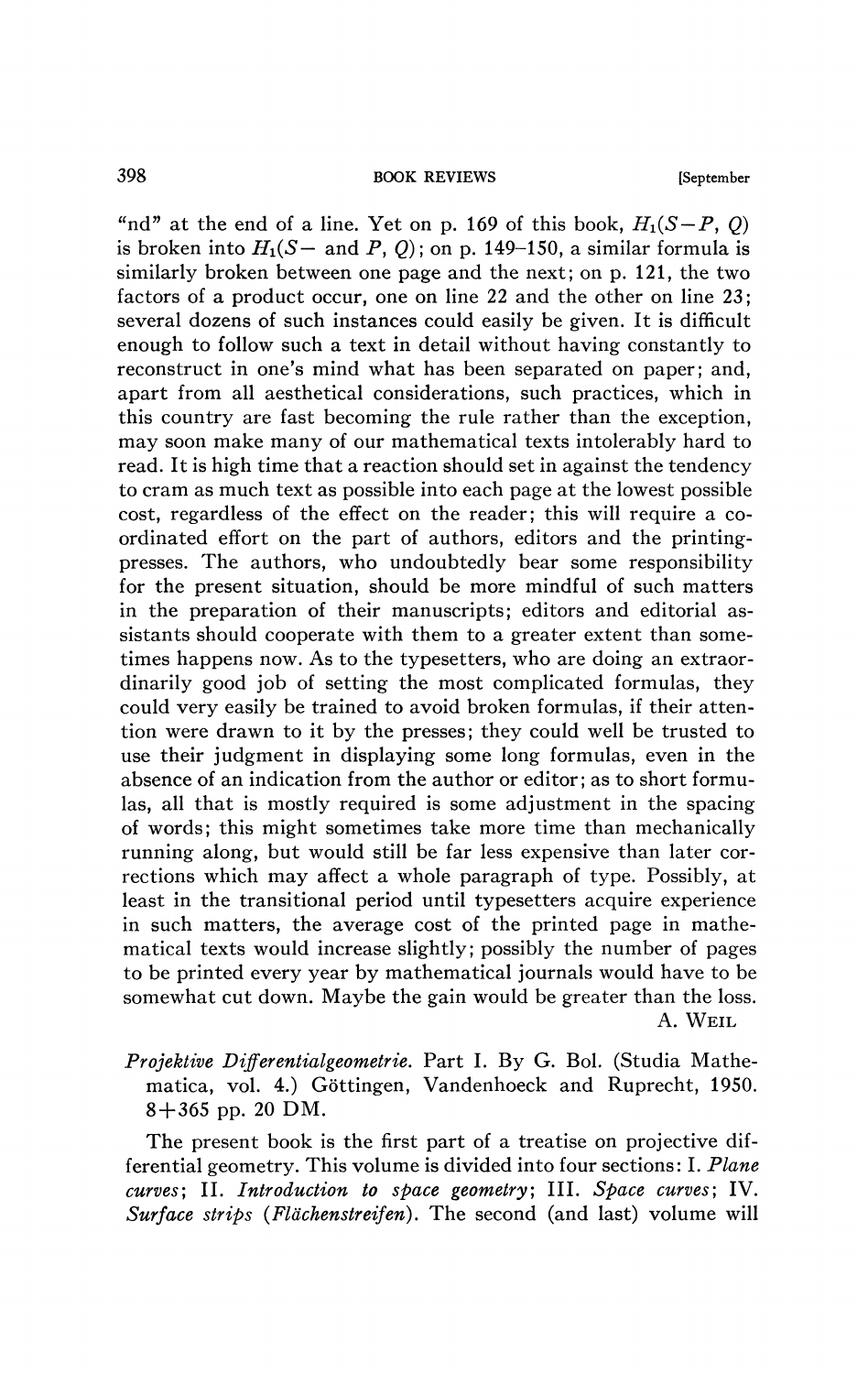"nd" at the end of a line. Yet on p. 169 of this book, $H_1(S-P, Q)$ is broken into $H_1(S-$ and $P, Q)$; on p. 149–150, a similar formula is similarly broken between one page and the next; on p. 121, the two factors of a product occur, one on line 22 and the other on line 23; several dozens of such instances could easily be given. It is difficult enough to follow such a text in detail without having constantly to reconstruct in one's mind what has been separated on paper; and, apart from all aesthetical considerations, such practices, which in this country are fast becoming the rule rather than the exception, may soon make many of our mathematical texts intolerably hard to read. It is high time that a reaction should set in against the tendency to cram as much text as possible into each page at the lowest possible cost, regardless of the effect on the reader; this will require a coordinated effort on the part of authors, editors and the printing-presses. The authors, who undoubtedly bear some responsibility for the present situation, should be more mindful of such matters in the preparation of their manuscripts; editors and editorial assistants should cooperate with them to a greater extent than sometimes happens now. As to the typesetters, who are doing an extraordinarily good job of setting the most complicated formulas, they could very easily be trained to avoid broken formulas, if their attention were drawn to it by the presses; they could well be trusted to use their judgment in displaying some long formulas, even in the absence of an indication from the author or editor; as to short formulas, all that is mostly required is some adjustment in the spacing of words; this might sometimes take more time than mechanically running along, but would still be far less expensive than later corrections which may affect a whole paragraph of type. Possibly, at least in the transitional period until typesetters acquire experience in such matters, the average cost of the printed page in mathematical texts would increase slightly; possibly the number of pages to be printed every year by mathematical journals would have to be somewhat cut down. Maybe the gain would be greater than the loss.

A. Weil

*Projektive Differentialgeometrie.* Part I. By G. Bol. (Studia Mathematica, vol. 4.) Göttingen, Vandenhoeck and Ruprecht, 1950. 8+365 pp. 20 DM.

The present book is the first part of a treatise on projective differential geometry. This volume is divided into four sections: I. *Plane curves*; II. *Introduction to space geometry*; III. *Space curves*; IV. *Surface strips (Flächenstreifen)*. The second (and last) volume will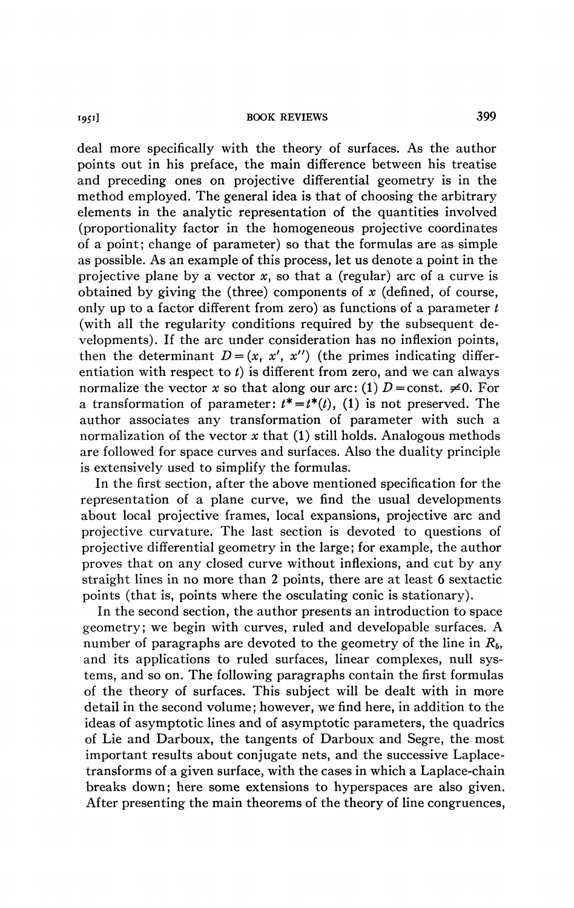deal more specifically with the theory of surfaces. As the author points out in his preface, the main difference between his treatise and preceding ones on projective differential geometry is in the method employed. The general idea is that of choosing the arbitrary elements in the analytic representation of the quantities involved (proportionality factor in the homogeneous projective coordinates of a point; change of parameter) so that the formulas are as simple as possible. As an example of this process, let us denote a point in the projective plane by a vector $x$, so that a (regular) arc of a curve is obtained by giving the (three) components of $x$ (defined, of course, only up to a factor different from zero) as functions of a parameter $t$ (with all the regularity conditions required by the subsequent developments). If the arc under consideration has no inflexion points, then the determinant $D=(x, x', x'')$ (the primes indicating differentiation with respect to $t$) is different from zero, and we can always normalize the vector $x$ so that along our arc: (1) $D=\text{const.} \neq 0$. For a transformation of parameter: $t^*=t^*(t)$, (1) is not preserved. The author associates any transformation of parameter with such a normalization of the vector $x$ that (1) still holds. Analogous methods are followed for space curves and surfaces. Also the duality principle is extensively used to simplify the formulas.

In the first section, after the above mentioned specification for the representation of a plane curve, we find the usual developments about local projective frames, local expansions, projective arc and projective curvature. The last section is devoted to questions of projective differential geometry in the large; for example, the author proves that on any closed curve without inflexions, and cut by any straight lines in no more than 2 points, there are at least 6 sextactic points (that is, points where the osculating conic is stationary).

In the second section, the author presents an introduction to space geometry; we begin with curves, ruled and developable surfaces. A number of paragraphs are devoted to the geometry of the line in $R_5$, and its applications to ruled surfaces, linear complexes, null systems, and so on. The following paragraphs contain the first formulas of the theory of surfaces. This subject will be dealt with in more detail in the second volume; however, we find here, in addition to the ideas of asymptotic lines and of asymptotic parameters, the quadrics of Lie and Darboux, the tangents of Darboux and Segre, the most important results about conjugate nets, and the successive Laplace-transforms of a given surface, with the cases in which a Laplace-chain breaks down; here some extensions to hyperspaces are also given. After presenting the main theorems of the theory of line congruences,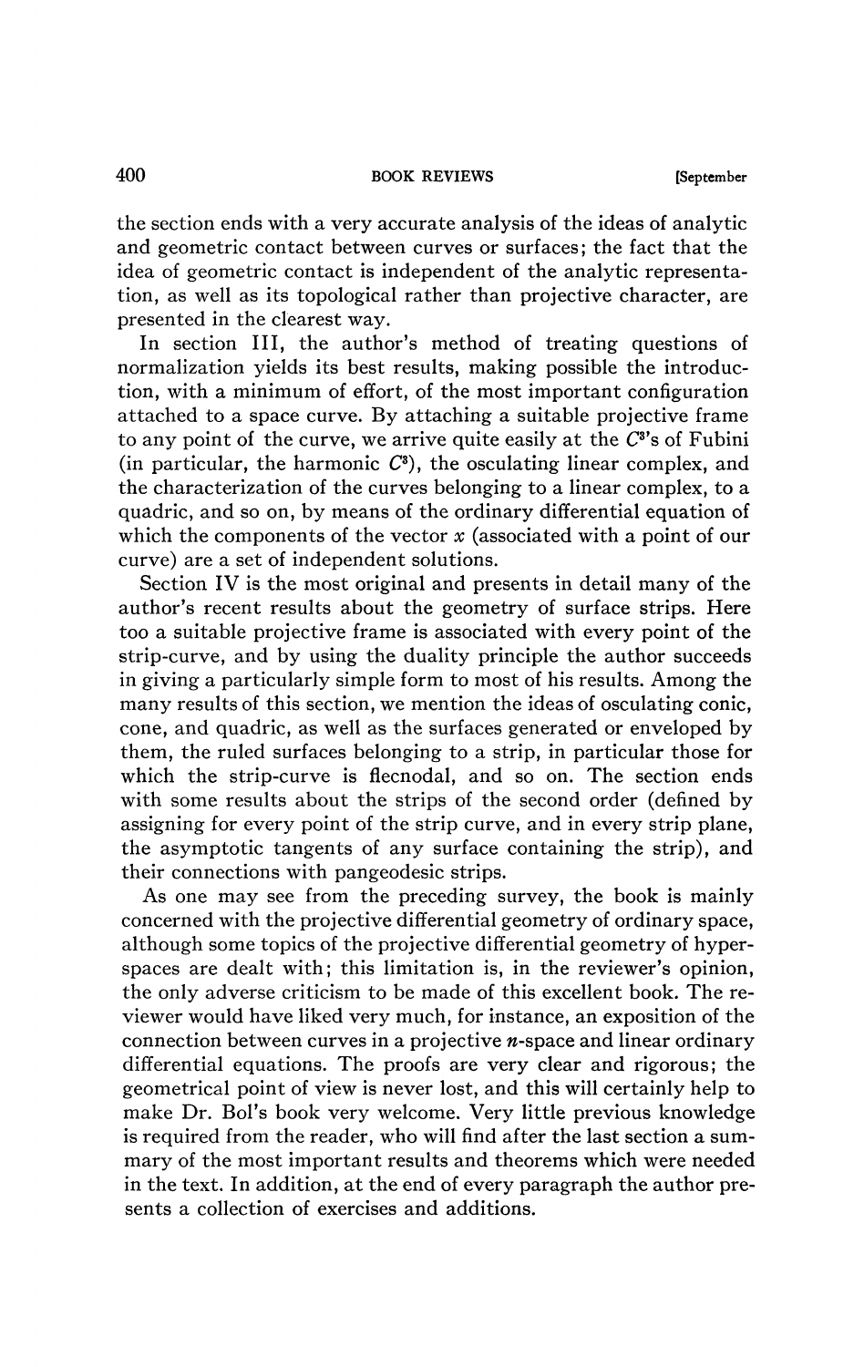the section ends with a very accurate analysis of the ideas of analytic and geometric contact between curves or surfaces; the fact that the idea of geometric contact is independent of the analytic representation, as well as its topological rather than projective character, are presented in the clearest way.

In section III, the author's method of treating questions of normalization yields its best results, making possible the introduction, with a minimum of effort, of the most important configuration attached to a space curve. By attaching a suitable projective frame to any point of the curve, we arrive quite easily at the $C^3$'s of Fubini (in particular, the harmonic $C^3$), the osculating linear complex, and the characterization of the curves belonging to a linear complex, to a quadric, and so on, by means of the ordinary differential equation of which the components of the vector $x$ (associated with a point of our curve) are a set of independent solutions.

Section IV is the most original and presents in detail many of the author's recent results about the geometry of surface strips. Here too a suitable projective frame is associated with every point of the strip-curve, and by using the duality principle the author succeeds in giving a particularly simple form to most of his results. Among the many results of this section, we mention the ideas of osculating conic, cone, and quadric, as well as the surfaces generated or enveloped by them, the ruled surfaces belonging to a strip, in particular those for which the strip-curve is flecnodal, and so on. The section ends with some results about the strips of the second order (defined by assigning for every point of the strip curve, and in every strip plane, the asymptotic tangents of any surface containing the strip), and their connections with pangeodesic strips.

As one may see from the preceding survey, the book is mainly concerned with the projective differential geometry of ordinary space, although some topics of the projective differential geometry of hyperspaces are dealt with; this limitation is, in the reviewer's opinion, the only adverse criticism to be made of this excellent book. The reviewer would have liked very much, for instance, an exposition of the connection between curves in a projective $n$-space and linear ordinary differential equations. The proofs are very clear and rigorous; the geometrical point of view is never lost, and this will certainly help to make Dr. Bol's book very welcome. Very little previous knowledge is required from the reader, who will find after the last section a summary of the most important results and theorems which were needed in the text. In addition, at the end of every paragraph the author presents a collection of exercises and additions.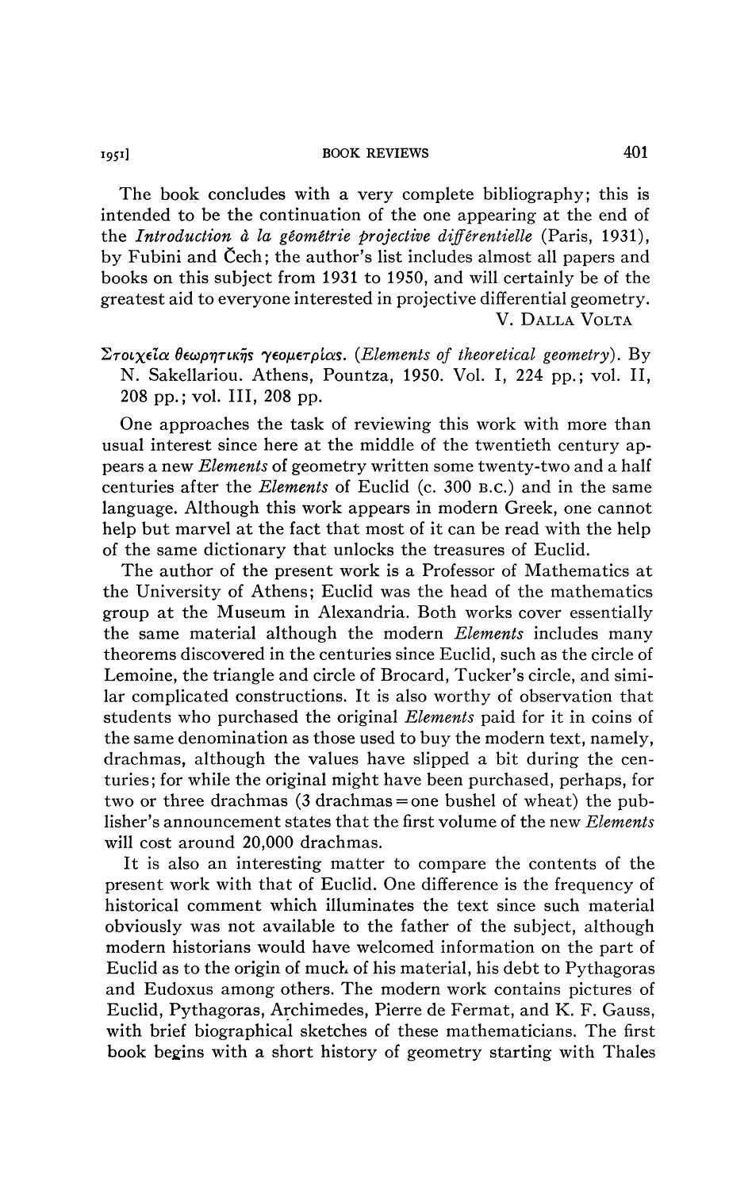The book concludes with a very complete bibliography; this is intended to be the continuation of the one appearing at the end of the *Introduction à la géométrie projective différentielle* (Paris, 1931), by Fubini and Čech; the author's list includes almost all papers and books on this subject from 1931 to 1950, and will certainly be of the greatest aid to everyone interested in projective differential geometry.

V. Dalla Volta

*Στοιχεῖα θεωρητικῆς γεομετρίας.* (*Elements of theoretical geometry*). By N. Sakellariou. Athens, Pountza, 1950. Vol. I, 224 pp.; vol. II, 208 pp.; vol. III, 208 pp.

One approaches the task of reviewing this work with more than usual interest since here at the middle of the twentieth century appears a new *Elements* of geometry written some twenty-two and a half centuries after the *Elements* of Euclid (c. 300 B.C.) and in the same language. Although this work appears in modern Greek, one cannot help but marvel at the fact that most of it can be read with the help of the same dictionary that unlocks the treasures of Euclid.

The author of the present work is a Professor of Mathematics at the University of Athens; Euclid was the head of the mathematics group at the Museum in Alexandria. Both works cover essentially the same material although the modern *Elements* includes many theorems discovered in the centuries since Euclid, such as the circle of Lemoine, the triangle and circle of Brocard, Tucker's circle, and similar complicated constructions. It is also worthy of observation that students who purchased the original *Elements* paid for it in coins of the same denomination as those used to buy the modern text, namely, drachmas, although the values have slipped a bit during the centuries; for while the original might have been purchased, perhaps, for two or three drachmas (3 drachmas = one bushel of wheat) the publisher's announcement states that the first volume of the new *Elements* will cost around 20,000 drachmas.

It is also an interesting matter to compare the contents of the present work with that of Euclid. One difference is the frequency of historical comment which illuminates the text since such material obviously was not available to the father of the subject, although modern historians would have welcomed information on the part of Euclid as to the origin of much of his material, his debt to Pythagoras and Eudoxus among others. The modern work contains pictures of Euclid, Pythagoras, Archimedes, Pierre de Fermat, and K. F. Gauss, with brief biographical sketches of these mathematicians. The first book begins with a short history of geometry starting with Thales